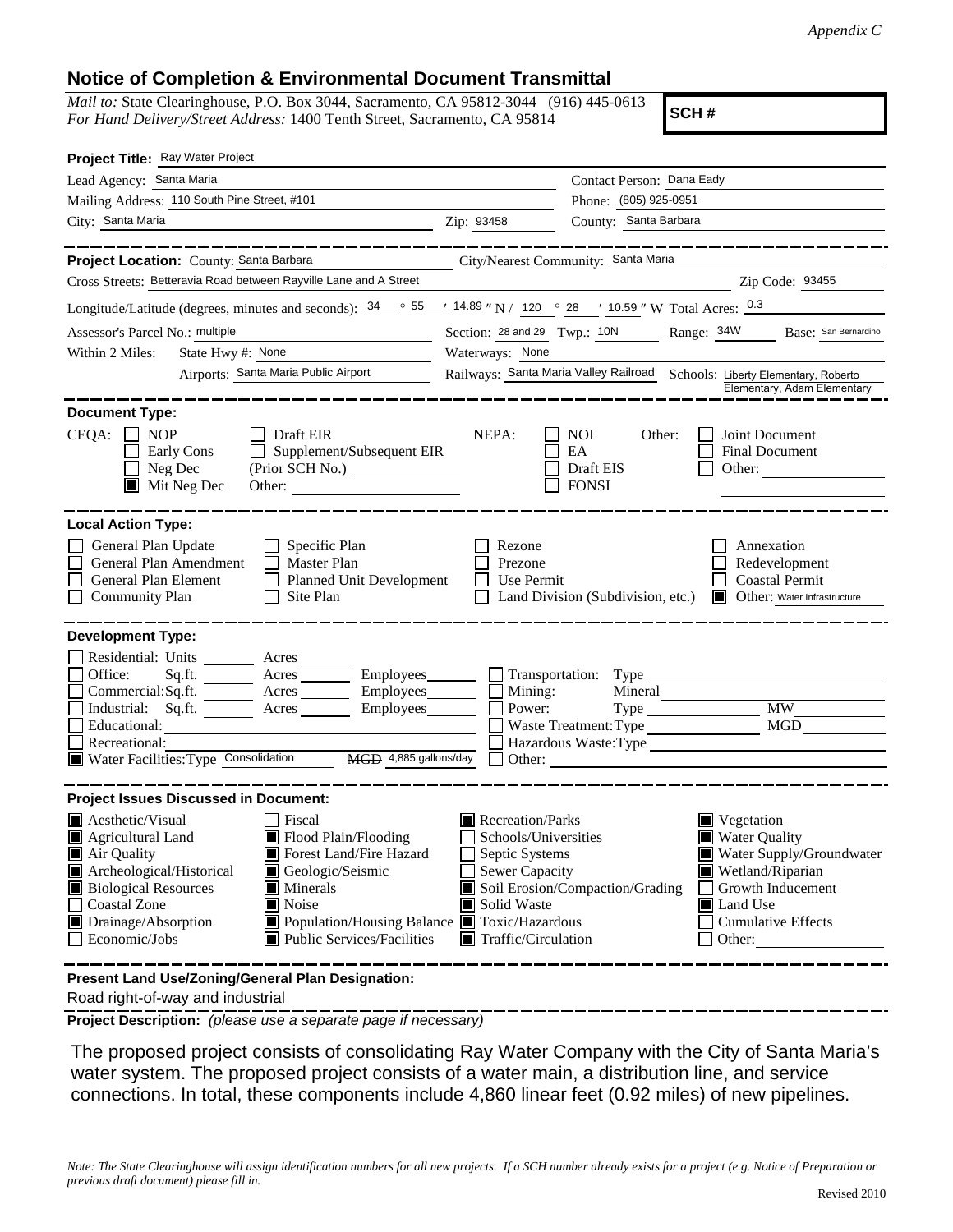*Appendix C*

# Notice of Completion & Environmental Document Transmittal

*Mail to:* State Clearinghouse, P.O. Box 3044, Sacramento, CA 95812-3044 (916) 445-0613
*For Hand Delivery/Street Address:* 1400 Tenth Street, Sacramento, CA 95814

**SCH #**

**Project Title:** Ray Water Project

Lead Agency: Santa Maria
Contact Person: Dana Eady
Mailing Address: 110 South Pine Street, #101
Phone: (805) 925-0951
City: Santa Maria
Zip: 93458
County: Santa Barbara

**Project Location:** County: Santa Barbara
City/Nearest Community: Santa Maria
Cross Streets: Betteravia Road between Rayville Lane and A Street
Zip Code: 93455

Longitude/Latitude (degrees, minutes and seconds): 34 ° 55 ′ 14.89 ″ N / 120 ° 28 ′ 10.59 ″ W Total Acres: 0.3

Assessor's Parcel No.: multiple
Section: 28 and 29 Twp.: 10N Range: 34W Base: San Bernardino

Within 2 Miles: State Hwy #: None
Waterways: None
Airports: Santa Maria Public Airport
Railways: Santa Maria Valley Railroad
Schools: Liberty Elementary, Roberto Elementary, Adam Elementary

**Document Type:**

CEQA:
- ☐ NOP
- ☐ Early Cons
- ☐ Neg Dec
- ☒ Mit Neg Dec
- ☐ Draft EIR
- ☐ Supplement/Subsequent EIR (Prior SCH No.)
- Other:

NEPA:
- ☐ NOI
- ☐ EA
- ☐ Draft EIS
- ☐ FONSI

Other:
- ☐ Joint Document
- ☐ Final Document
- ☐ Other:

**Local Action Type:**

- ☐ General Plan Update
- ☐ General Plan Amendment
- ☐ General Plan Element
- ☐ Community Plan
- ☐ Specific Plan
- ☐ Master Plan
- ☐ Planned Unit Development
- ☐ Site Plan
- ☐ Rezone
- ☐ Prezone
- ☐ Use Permit
- ☐ Land Division (Subdivision, etc.)
- ☐ Annexation
- ☐ Redevelopment
- ☐ Coastal Permit
- ☒ Other: Water Infrastructure

**Development Type:**

- ☐ Residential: Units ___ Acres ___
- ☐ Office: Sq.ft. ___ Acres ___ Employees ___
- ☐ Commercial: Sq.ft. ___ Acres ___ Employees ___
- ☐ Industrial: Sq.ft. ___ Acres ___ Employees ___
- ☐ Educational:
- ☐ Recreational:
- ☒ Water Facilities: Type Consolidation ~~MGD~~ 4,885 gallons/day
- ☐ Transportation: Type
- ☐ Mining: Mineral
- ☐ Power: Type ___ MW
- ☐ Waste Treatment: Type ___ MGD
- ☐ Hazardous Waste: Type
- ☐ Other:

**Project Issues Discussed in Document:**

- ☒ Aesthetic/Visual
- ☒ Agricultural Land
- ☒ Air Quality
- ☒ Archeological/Historical
- ☒ Biological Resources
- ☐ Coastal Zone
- ☒ Drainage/Absorption
- ☐ Economic/Jobs
- ☐ Fiscal
- ☒ Flood Plain/Flooding
- ☒ Forest Land/Fire Hazard
- ☒ Geologic/Seismic
- ☒ Minerals
- ☒ Noise
- ☒ Population/Housing Balance
- ☒ Public Services/Facilities
- ☒ Recreation/Parks
- ☐ Schools/Universities
- ☐ Septic Systems
- ☐ Sewer Capacity
- ☒ Soil Erosion/Compaction/Grading
- ☒ Solid Waste
- ☒ Toxic/Hazardous
- ☒ Traffic/Circulation
- ☒ Vegetation
- ☒ Water Quality
- ☒ Water Supply/Groundwater
- ☒ Wetland/Riparian
- ☐ Growth Inducement
- ☒ Land Use
- ☐ Cumulative Effects
- ☐ Other:

**Present Land Use/Zoning/General Plan Designation:**

Road right-of-way and industrial

**Project Description:** *(please use a separate page if necessary)*

The proposed project consists of consolidating Ray Water Company with the City of Santa Maria's water system. The proposed project consists of a water main, a distribution line, and service connections. In total, these components include 4,860 linear feet (0.92 miles) of new pipelines.

*Note: The State Clearinghouse will assign identification numbers for all new projects. If a SCH number already exists for a project (e.g. Notice of Preparation or previous draft document) please fill in.*

Revised 2010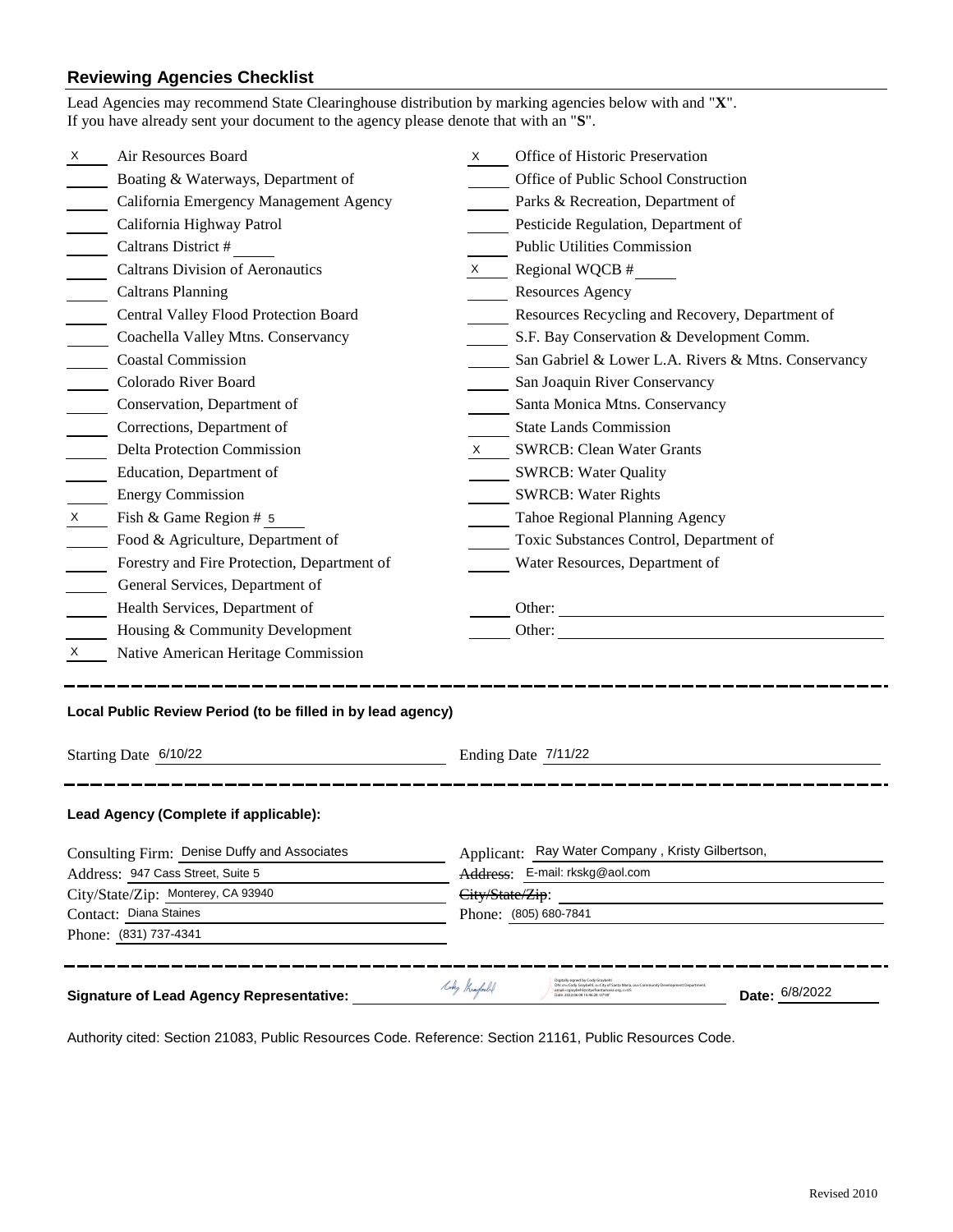## Reviewing Agencies Checklist

Lead Agencies may recommend State Clearinghouse distribution by marking agencies below with and "**X**".
If you have already sent your document to the agency please denote that with an "**S**".

| | | | |
|---|---|---|---|
| X | Air Resources Board | X | Office of Historic Preservation |
| | Boating & Waterways, Department of | | Office of Public School Construction |
| | California Emergency Management Agency | | Parks & Recreation, Department of |
| | California Highway Patrol | | Pesticide Regulation, Department of |
| | Caltrans District # | | Public Utilities Commission |
| | Caltrans Division of Aeronautics | X | Regional WQCB # |
| | Caltrans Planning | | Resources Agency |
| | Central Valley Flood Protection Board | | Resources Recycling and Recovery, Department of |
| | Coachella Valley Mtns. Conservancy | | S.F. Bay Conservation & Development Comm. |
| | Coastal Commission | | San Gabriel & Lower L.A. Rivers & Mtns. Conservancy |
| | Colorado River Board | | San Joaquin River Conservancy |
| | Conservation, Department of | | Santa Monica Mtns. Conservancy |
| | Corrections, Department of | | State Lands Commission |
| | Delta Protection Commission | X | SWRCB: Clean Water Grants |
| | Education, Department of | | SWRCB: Water Quality |
| | Energy Commission | | SWRCB: Water Rights |
| X | Fish & Game Region # 5 | | Tahoe Regional Planning Agency |
| | Food & Agriculture, Department of | | Toxic Substances Control, Department of |
| | Forestry and Fire Protection, Department of | | Water Resources, Department of |
| | General Services, Department of | | |
| | Health Services, Department of | | Other: |
| | Housing & Community Development | | Other: |
| X | Native American Heritage Commission | | |

---

**Local Public Review Period (to be filled in by lead agency)**

Starting Date 6/10/22 Ending Date 7/11/22

---

**Lead Agency (Complete if applicable):**

| | |
|---|---|
| Consulting Firm: Denise Duffy and Associates | Applicant: Ray Water Company , Kristy Gilbertson, |
| Address: 947 Cass Street, Suite 5 | ~~Address~~: E-mail: rkskg@aol.com |
| City/State/Zip: Monterey, CA 93940 | ~~City/State/Zip~~: |
| Contact: Diana Staines | Phone: (805) 680-7841 |
| Phone: (831) 737-4341 | |

---

**Signature of Lead Agency Representative:** Cody Graybehl (Digitally signed by Cody Graybehl) **Date:** 6/8/2022

Authority cited: Section 21083, Public Resources Code. Reference: Section 21161, Public Resources Code.

Revised 2010